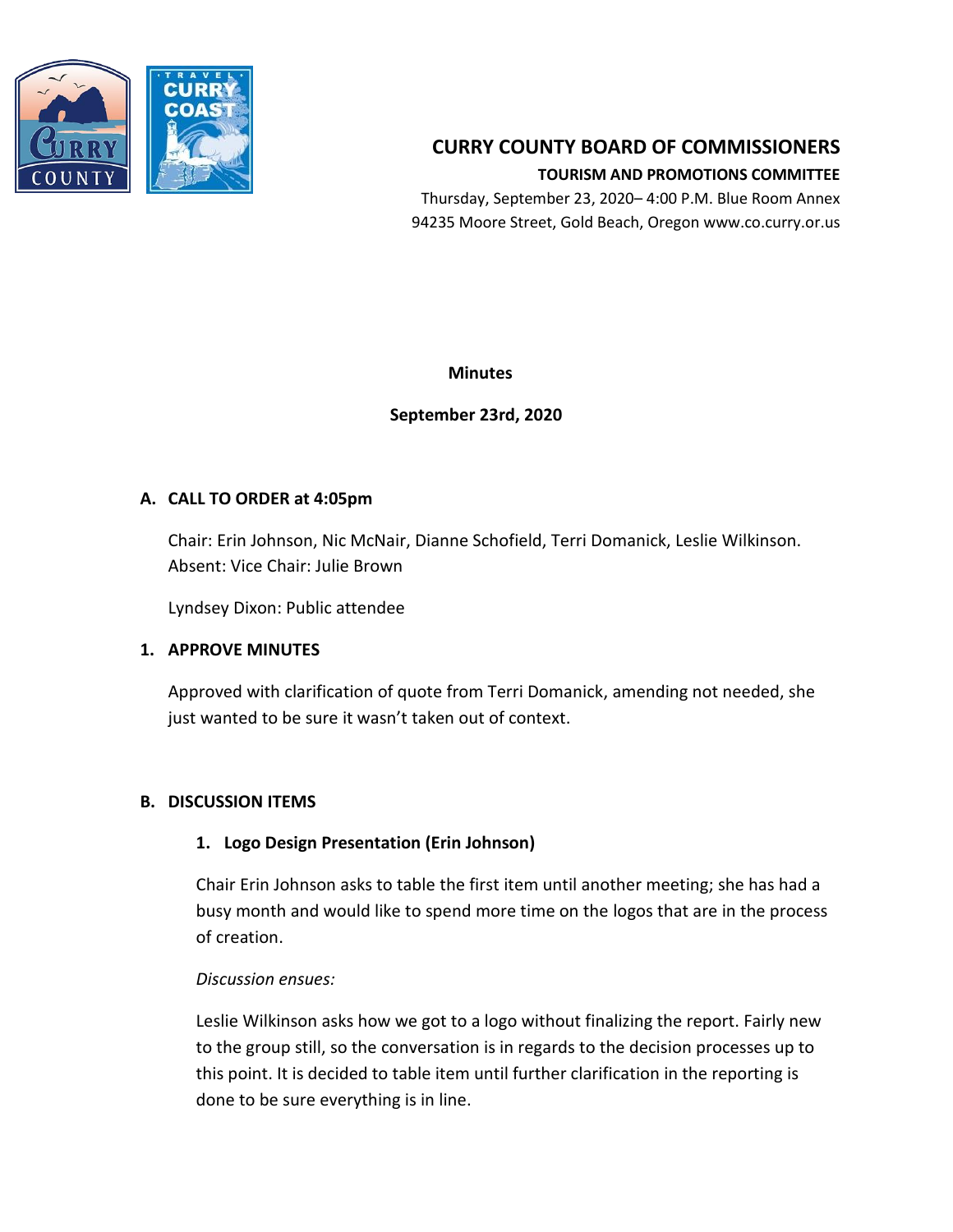# CURRY COUNTY BOARD OF COMMISSIONERS

## TOURISM AND PROMOTIONS COMMITTEE

Thursday, September 23, 2020– 4:00 P.M. Blue Room Annex
94235 Moore Street, Gold Beach, Oregon www.co.curry.or.us

**Minutes**

**September 23rd, 2020**

### A. CALL TO ORDER at 4:05pm

Chair: Erin Johnson, Nic McNair, Dianne Schofield, Terri Domanick, Leslie Wilkinson.
Absent: Vice Chair: Julie Brown

Lyndsey Dixon: Public attendee

### 1. APPROVE MINUTES

Approved with clarification of quote from Terri Domanick, amending not needed, she just wanted to be sure it wasn't taken out of context.

### B. DISCUSSION ITEMS

#### 1. Logo Design Presentation (Erin Johnson)

Chair Erin Johnson asks to table the first item until another meeting; she has had a busy month and would like to spend more time on the logos that are in the process of creation.

*Discussion ensues:*

Leslie Wilkinson asks how we got to a logo without finalizing the report. Fairly new to the group still, so the conversation is in regards to the decision processes up to this point. It is decided to table item until further clarification in the reporting is done to be sure everything is in line.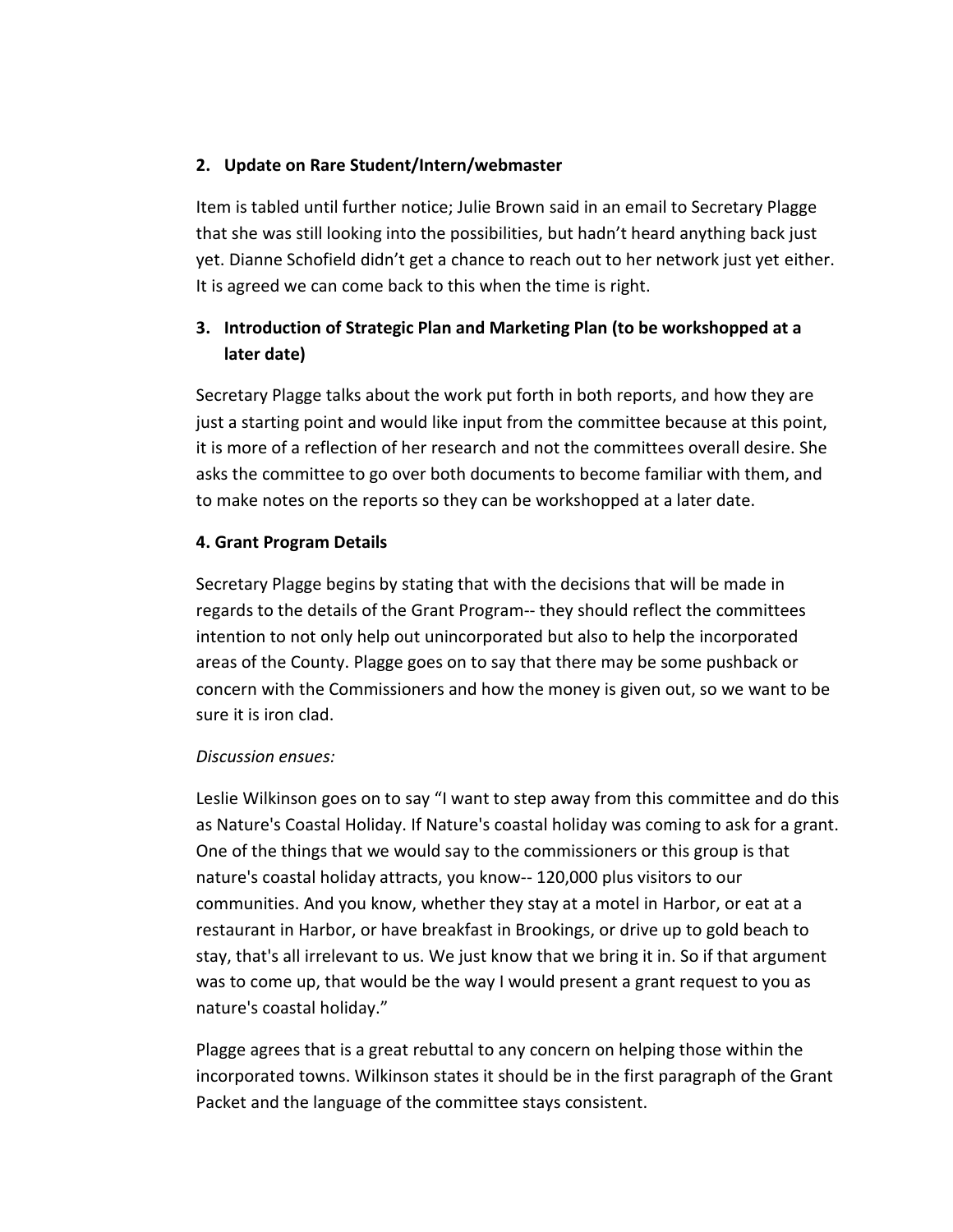**2. Update on Rare Student/Intern/webmaster**

Item is tabled until further notice; Julie Brown said in an email to Secretary Plagge that she was still looking into the possibilities, but hadn't heard anything back just yet. Dianne Schofield didn't get a chance to reach out to her network just yet either. It is agreed we can come back to this when the time is right.

**3. Introduction of Strategic Plan and Marketing Plan (to be workshopped at a later date)**

Secretary Plagge talks about the work put forth in both reports, and how they are just a starting point and would like input from the committee because at this point, it is more of a reflection of her research and not the committees overall desire. She asks the committee to go over both documents to become familiar with them, and to make notes on the reports so they can be workshopped at a later date.

**4. Grant Program Details**

Secretary Plagge begins by stating that with the decisions that will be made in regards to the details of the Grant Program-- they should reflect the committees intention to not only help out unincorporated but also to help the incorporated areas of the County. Plagge goes on to say that there may be some pushback or concern with the Commissioners and how the money is given out, so we want to be sure it is iron clad.

*Discussion ensues:*

Leslie Wilkinson goes on to say "I want to step away from this committee and do this as Nature's Coastal Holiday. If Nature's coastal holiday was coming to ask for a grant. One of the things that we would say to the commissioners or this group is that nature's coastal holiday attracts, you know-- 120,000 plus visitors to our communities. And you know, whether they stay at a motel in Harbor, or eat at a restaurant in Harbor, or have breakfast in Brookings, or drive up to gold beach to stay, that's all irrelevant to us. We just know that we bring it in. So if that argument was to come up, that would be the way I would present a grant request to you as nature's coastal holiday."

Plagge agrees that is a great rebuttal to any concern on helping those within the incorporated towns. Wilkinson states it should be in the first paragraph of the Grant Packet and the language of the committee stays consistent.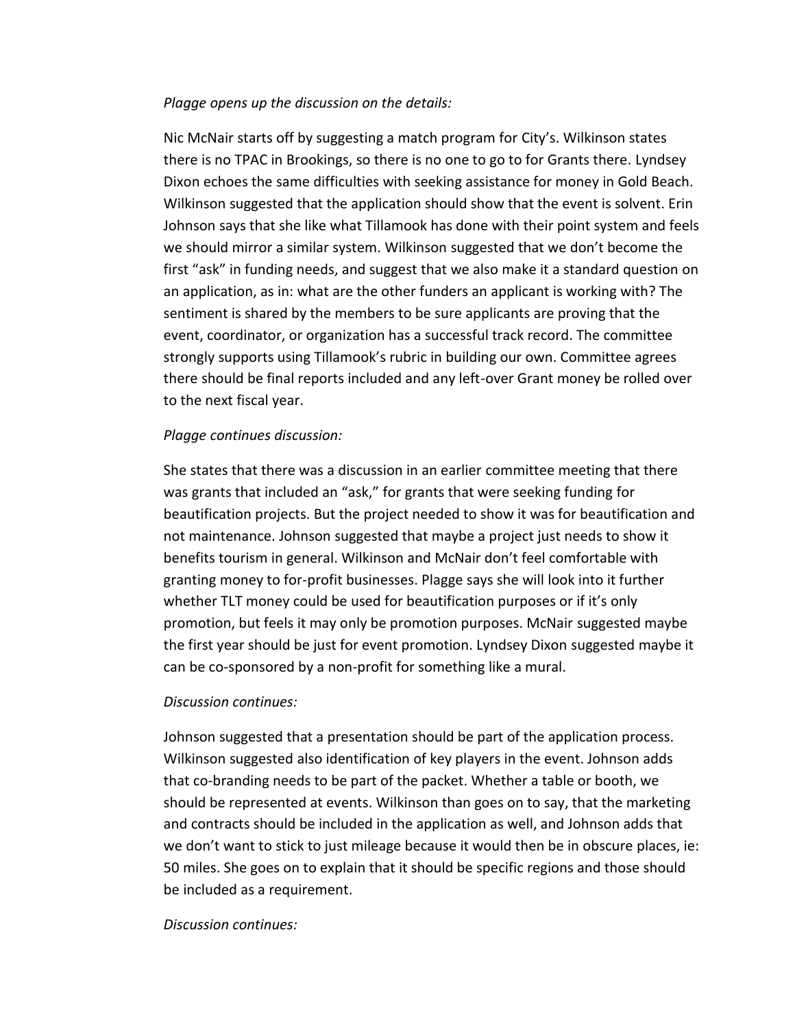*Plagge opens up the discussion on the details:*

Nic McNair starts off by suggesting a match program for City's. Wilkinson states there is no TPAC in Brookings, so there is no one to go to for Grants there. Lyndsey Dixon echoes the same difficulties with seeking assistance for money in Gold Beach. Wilkinson suggested that the application should show that the event is solvent. Erin Johnson says that she like what Tillamook has done with their point system and feels we should mirror a similar system. Wilkinson suggested that we don't become the first "ask" in funding needs, and suggest that we also make it a standard question on an application, as in: what are the other funders an applicant is working with? The sentiment is shared by the members to be sure applicants are proving that the event, coordinator, or organization has a successful track record. The committee strongly supports using Tillamook's rubric in building our own. Committee agrees there should be final reports included and any left-over Grant money be rolled over to the next fiscal year.

*Plagge continues discussion:*

She states that there was a discussion in an earlier committee meeting that there was grants that included an "ask," for grants that were seeking funding for beautification projects. But the project needed to show it was for beautification and not maintenance. Johnson suggested that maybe a project just needs to show it benefits tourism in general. Wilkinson and McNair don't feel comfortable with granting money to for-profit businesses. Plagge says she will look into it further whether TLT money could be used for beautification purposes or if it's only promotion, but feels it may only be promotion purposes. McNair suggested maybe the first year should be just for event promotion. Lyndsey Dixon suggested maybe it can be co-sponsored by a non-profit for something like a mural.

*Discussion continues:*

Johnson suggested that a presentation should be part of the application process. Wilkinson suggested also identification of key players in the event. Johnson adds that co-branding needs to be part of the packet. Whether a table or booth, we should be represented at events. Wilkinson than goes on to say, that the marketing and contracts should be included in the application as well, and Johnson adds that we don't want to stick to just mileage because it would then be in obscure places, ie: 50 miles. She goes on to explain that it should be specific regions and those should be included as a requirement.

*Discussion continues:*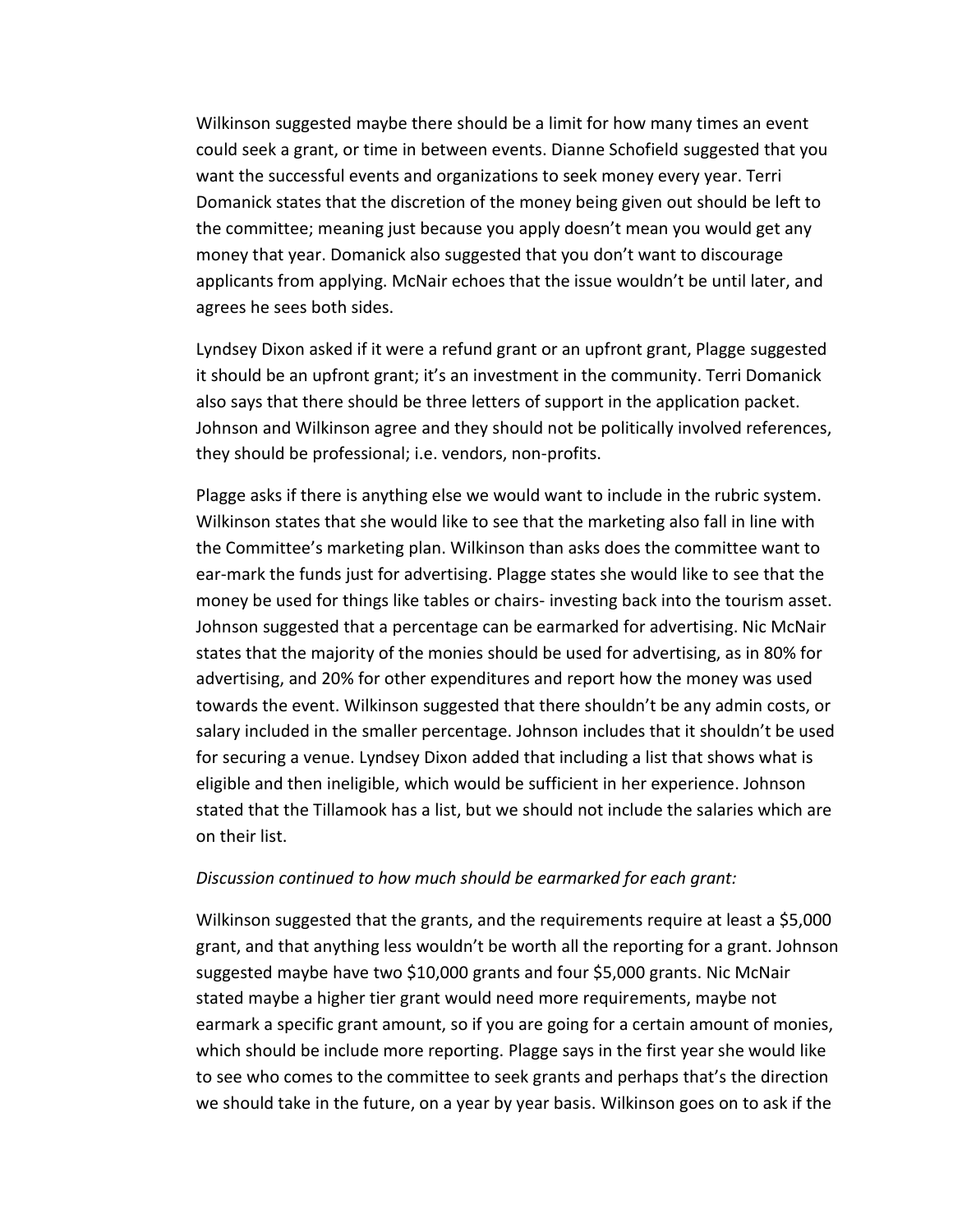Wilkinson suggested maybe there should be a limit for how many times an event could seek a grant, or time in between events. Dianne Schofield suggested that you want the successful events and organizations to seek money every year. Terri Domanick states that the discretion of the money being given out should be left to the committee; meaning just because you apply doesn't mean you would get any money that year. Domanick also suggested that you don't want to discourage applicants from applying. McNair echoes that the issue wouldn't be until later, and agrees he sees both sides.

Lyndsey Dixon asked if it were a refund grant or an upfront grant, Plagge suggested it should be an upfront grant; it's an investment in the community. Terri Domanick also says that there should be three letters of support in the application packet. Johnson and Wilkinson agree and they should not be politically involved references, they should be professional; i.e. vendors, non-profits.

Plagge asks if there is anything else we would want to include in the rubric system. Wilkinson states that she would like to see that the marketing also fall in line with the Committee's marketing plan. Wilkinson than asks does the committee want to ear-mark the funds just for advertising. Plagge states she would like to see that the money be used for things like tables or chairs- investing back into the tourism asset. Johnson suggested that a percentage can be earmarked for advertising. Nic McNair states that the majority of the monies should be used for advertising, as in 80% for advertising, and 20% for other expenditures and report how the money was used towards the event. Wilkinson suggested that there shouldn't be any admin costs, or salary included in the smaller percentage. Johnson includes that it shouldn't be used for securing a venue. Lyndsey Dixon added that including a list that shows what is eligible and then ineligible, which would be sufficient in her experience. Johnson stated that the Tillamook has a list, but we should not include the salaries which are on their list.

*Discussion continued to how much should be earmarked for each grant:*

Wilkinson suggested that the grants, and the requirements require at least a $5,000 grant, and that anything less wouldn't be worth all the reporting for a grant. Johnson suggested maybe have two $10,000 grants and four $5,000 grants. Nic McNair stated maybe a higher tier grant would need more requirements, maybe not earmark a specific grant amount, so if you are going for a certain amount of monies, which should be include more reporting. Plagge says in the first year she would like to see who comes to the committee to seek grants and perhaps that's the direction we should take in the future, on a year by year basis. Wilkinson goes on to ask if the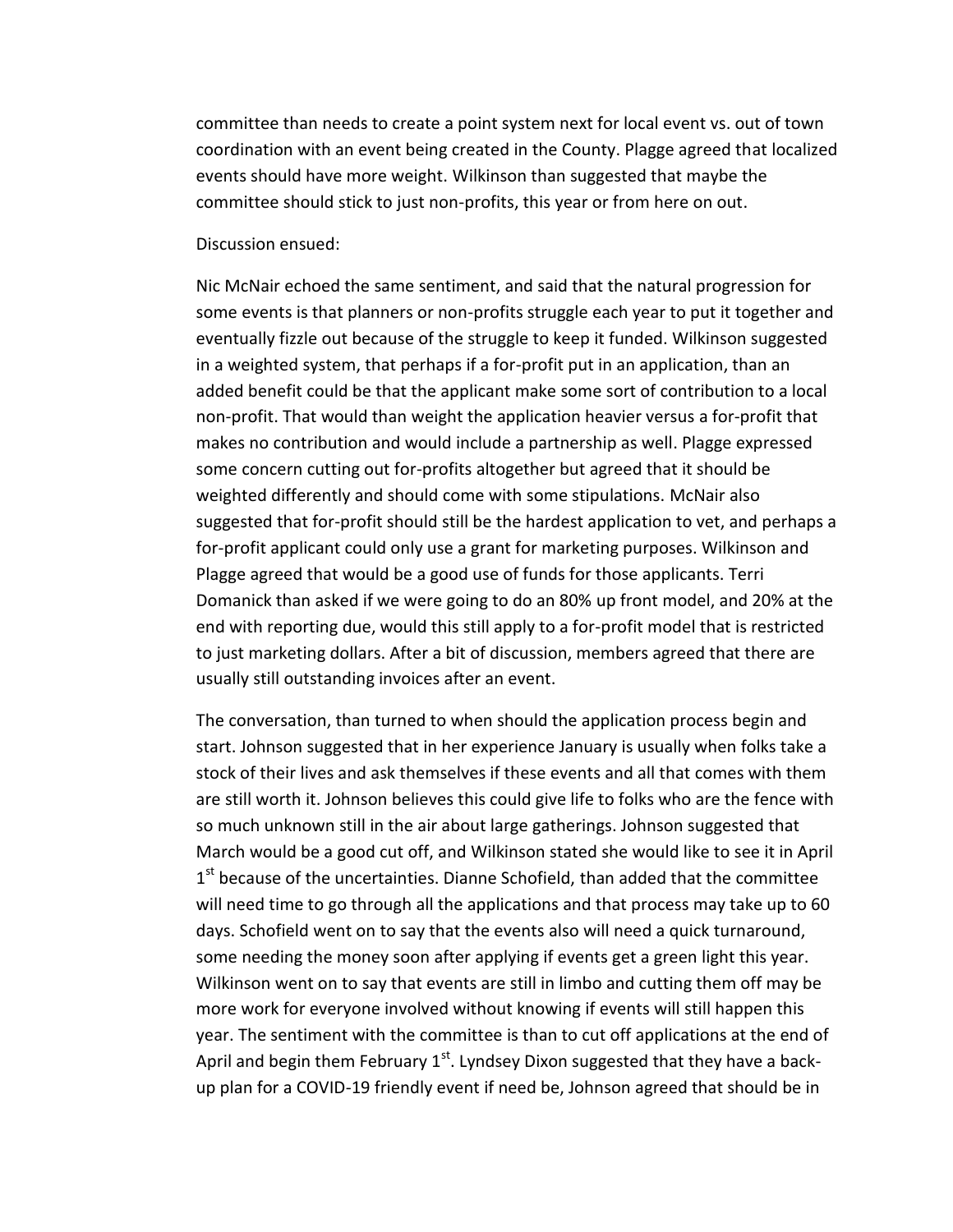committee than needs to create a point system next for local event vs. out of town coordination with an event being created in the County. Plagge agreed that localized events should have more weight. Wilkinson than suggested that maybe the committee should stick to just non-profits, this year or from here on out.

Discussion ensued:

Nic McNair echoed the same sentiment, and said that the natural progression for some events is that planners or non-profits struggle each year to put it together and eventually fizzle out because of the struggle to keep it funded. Wilkinson suggested in a weighted system, that perhaps if a for-profit put in an application, than an added benefit could be that the applicant make some sort of contribution to a local non-profit. That would than weight the application heavier versus a for-profit that makes no contribution and would include a partnership as well. Plagge expressed some concern cutting out for-profits altogether but agreed that it should be weighted differently and should come with some stipulations. McNair also suggested that for-profit should still be the hardest application to vet, and perhaps a for-profit applicant could only use a grant for marketing purposes. Wilkinson and Plagge agreed that would be a good use of funds for those applicants. Terri Domanick than asked if we were going to do an 80% up front model, and 20% at the end with reporting due, would this still apply to a for-profit model that is restricted to just marketing dollars. After a bit of discussion, members agreed that there are usually still outstanding invoices after an event.

The conversation, than turned to when should the application process begin and start. Johnson suggested that in her experience January is usually when folks take a stock of their lives and ask themselves if these events and all that comes with them are still worth it. Johnson believes this could give life to folks who are the fence with so much unknown still in the air about large gatherings. Johnson suggested that March would be a good cut off, and Wilkinson stated she would like to see it in April 1st because of the uncertainties. Dianne Schofield, than added that the committee will need time to go through all the applications and that process may take up to 60 days. Schofield went on to say that the events also will need a quick turnaround, some needing the money soon after applying if events get a green light this year. Wilkinson went on to say that events are still in limbo and cutting them off may be more work for everyone involved without knowing if events will still happen this year. The sentiment with the committee is than to cut off applications at the end of April and begin them February 1st. Lyndsey Dixon suggested that they have a back-up plan for a COVID-19 friendly event if need be, Johnson agreed that should be in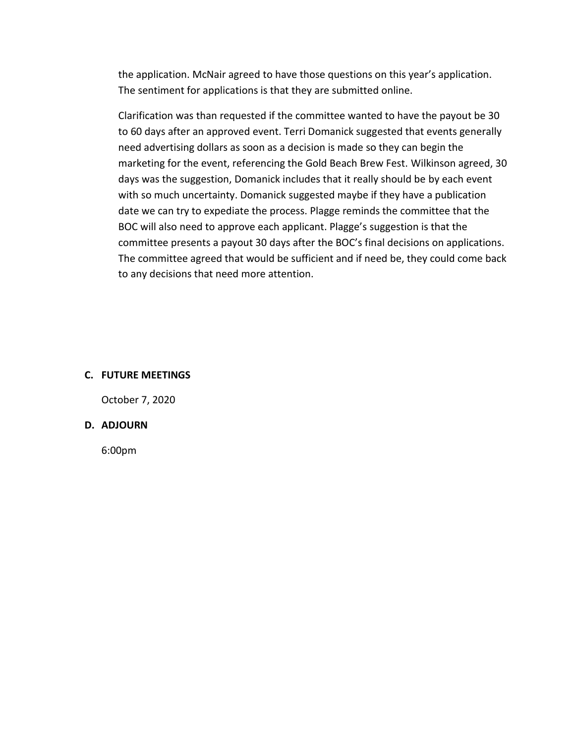the application. McNair agreed to have those questions on this year's application. The sentiment for applications is that they are submitted online.

Clarification was than requested if the committee wanted to have the payout be 30 to 60 days after an approved event. Terri Domanick suggested that events generally need advertising dollars as soon as a decision is made so they can begin the marketing for the event, referencing the Gold Beach Brew Fest. Wilkinson agreed, 30 days was the suggestion, Domanick includes that it really should be by each event with so much uncertainty. Domanick suggested maybe if they have a publication date we can try to expediate the process. Plagge reminds the committee that the BOC will also need to approve each applicant. Plagge's suggestion is that the committee presents a payout 30 days after the BOC's final decisions on applications. The committee agreed that would be sufficient and if need be, they could come back to any decisions that need more attention.

## C. FUTURE MEETINGS

October 7, 2020

## D. ADJOURN

6:00pm